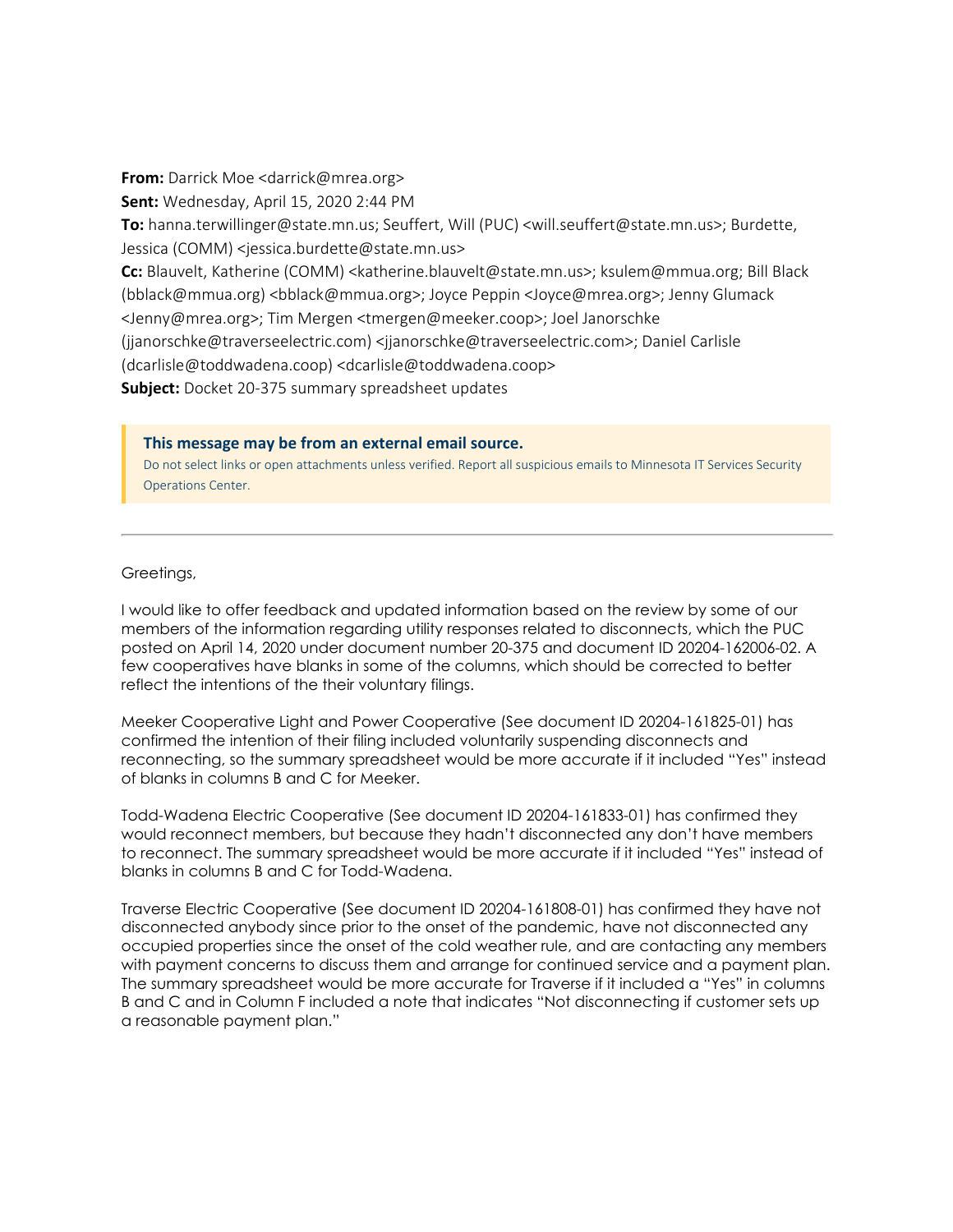**From:** Darrick Moe <darrick@mrea.org>
**Sent:** Wednesday, April 15, 2020 2:44 PM
**To:** hanna.terwillinger@state.mn.us; Seuffert, Will (PUC) <will.seuffert@state.mn.us>; Burdette, Jessica (COMM) <jessica.burdette@state.mn.us>
**Cc:** Blauvelt, Katherine (COMM) <katherine.blauvelt@state.mn.us>; ksulem@mmua.org; Bill Black (bblack@mmua.org) <bblack@mmua.org>; Joyce Peppin <Joyce@mrea.org>; Jenny Glumack <Jenny@mrea.org>; Tim Mergen <tmergen@meeker.coop>; Joel Janorschke (jjanorschke@traverseelectric.com) <jjanorschke@traverseelectric.com>; Daniel Carlisle (dcarlisle@toddwadena.coop) <dcarlisle@toddwadena.coop>
**Subject:** Docket 20-375 summary spreadsheet updates

**This message may be from an external email source.**
Do not select links or open attachments unless verified. Report all suspicious emails to Minnesota IT Services Security Operations Center.

---

Greetings,

I would like to offer feedback and updated information based on the review by some of our members of the information regarding utility responses related to disconnects, which the PUC posted on April 14, 2020 under document number 20-375 and document ID 20204-162006-02. A few cooperatives have blanks in some of the columns, which should be corrected to better reflect the intentions of the their voluntary filings.

Meeker Cooperative Light and Power Cooperative (See document ID 20204-161825-01) has confirmed the intention of their filing included voluntarily suspending disconnects and reconnecting, so the summary spreadsheet would be more accurate if it included "Yes" instead of blanks in columns B and C for Meeker.

Todd-Wadena Electric Cooperative (See document ID 20204-161833-01) has confirmed they would reconnect members, but because they hadn't disconnected any don't have members to reconnect. The summary spreadsheet would be more accurate if it included "Yes" instead of blanks in columns B and C for Todd-Wadena.

Traverse Electric Cooperative (See document ID 20204-161808-01) has confirmed they have not disconnected anybody since prior to the onset of the pandemic, have not disconnected any occupied properties since the onset of the cold weather rule, and are contacting any members with payment concerns to discuss them and arrange for continued service and a payment plan. The summary spreadsheet would be more accurate for Traverse if it included a "Yes" in columns B and C and in Column F included a note that indicates "Not disconnecting if customer sets up a reasonable payment plan."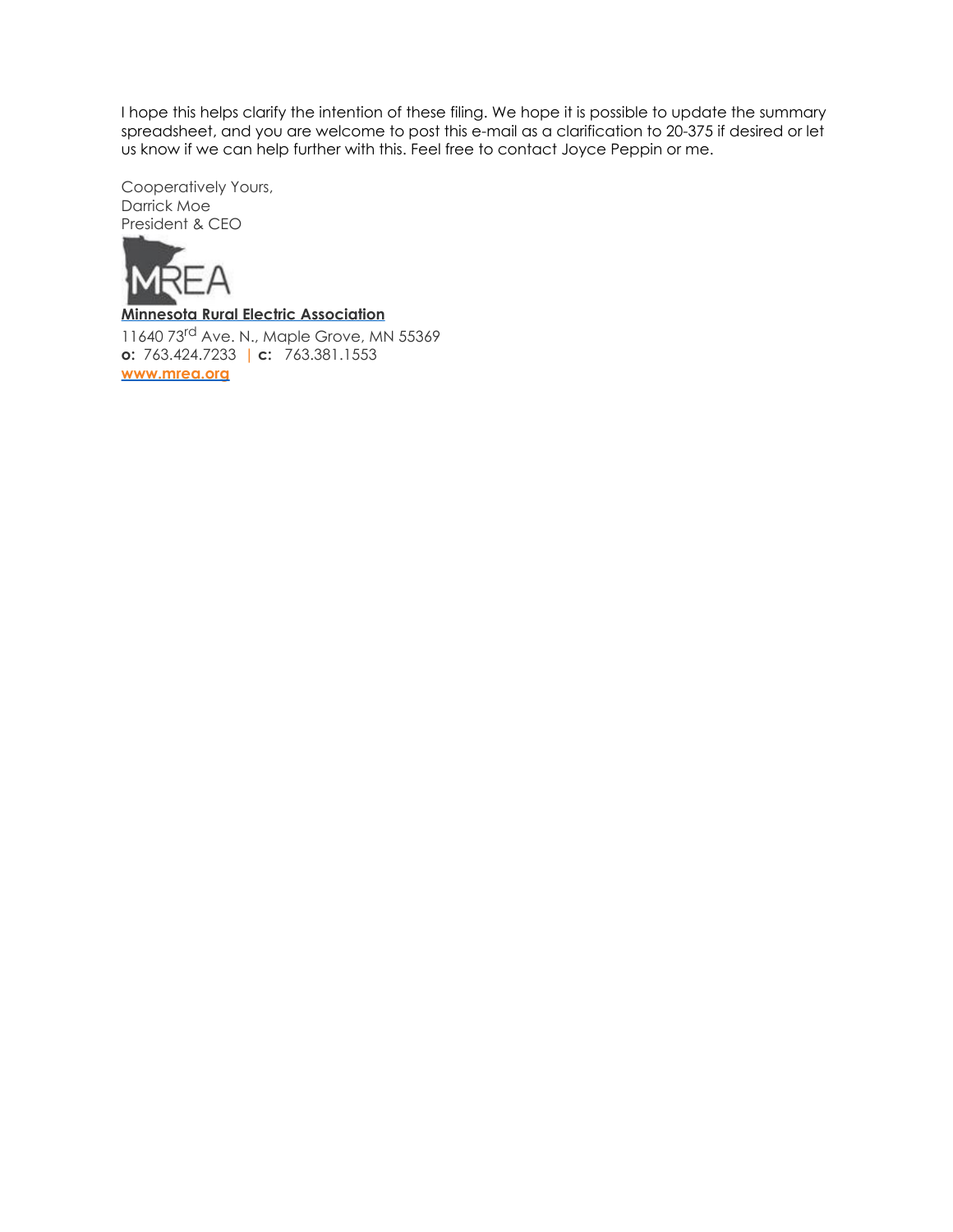I hope this helps clarify the intention of these filing. We hope it is possible to update the summary spreadsheet, and you are welcome to post this e-mail as a clarification to 20-375 if desired or let us know if we can help further with this. Feel free to contact Joyce Peppin or me.

Cooperatively Yours,
Darrick Moe
President & CEO

MREA

**Minnesota Rural Electric Association**
11640 73rd Ave. N., Maple Grove, MN 55369
**o:** 763.424.7233 | **c:** 763.381.1553
**www.mrea.org**